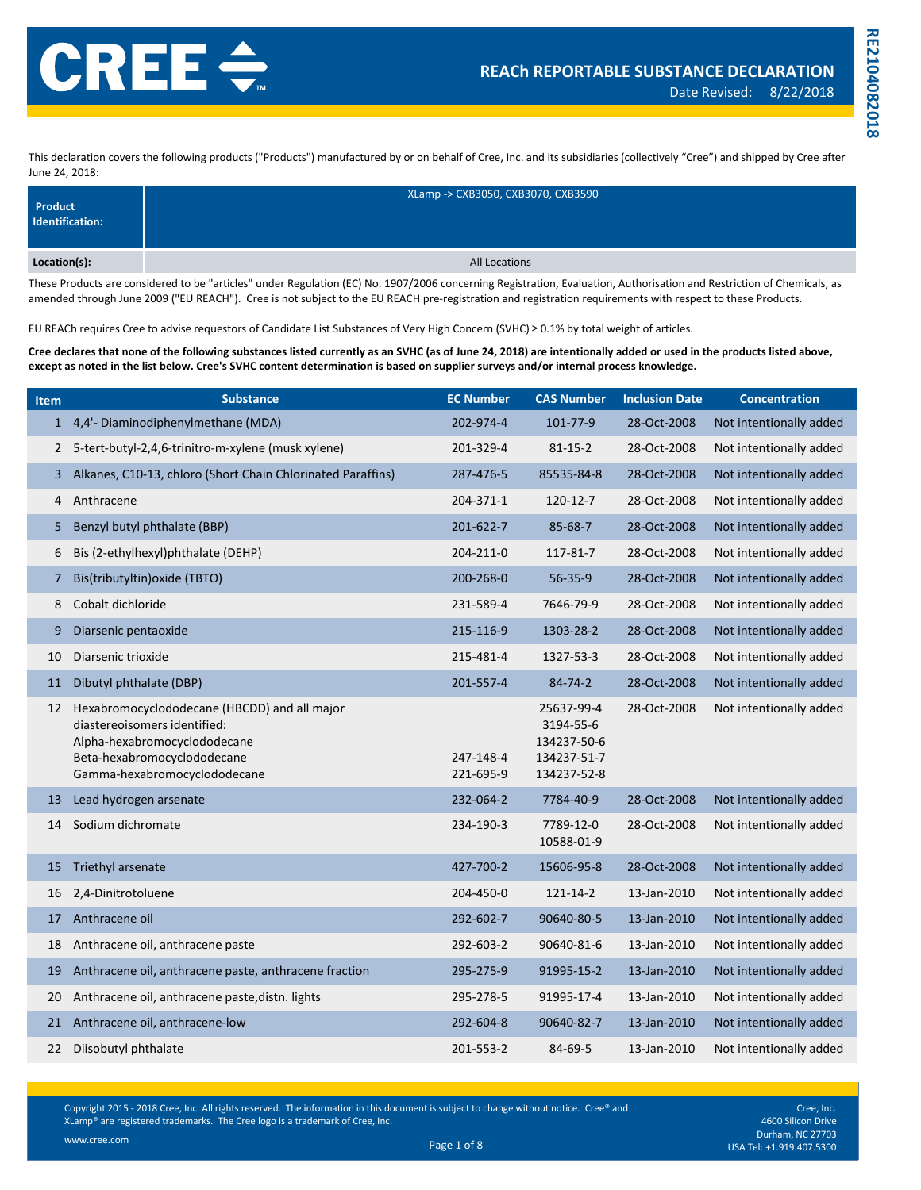# REACh REPORTABLE SUBSTANCE DECLARATION

Date Revised: 8/22/2018

RE210408201​8

This declaration covers the following products ("Products") manufactured by or on behalf of Cree, Inc. and its subsidiaries (collectively "Cree") and shipped by Cree after June 24, 2018:

| | |
|---|---|
| **Product Identification:** | XLamp -> CXB3050, CXB3070, CXB3590 |
| **Location(s):** | All Locations |

These Products are considered to be "articles" under Regulation (EC) No. 1907/2006 concerning Registration, Evaluation, Authorisation and Restriction of Chemicals, as amended through June 2009 ("EU REACH"). Cree is not subject to the EU REACH pre-registration and registration requirements with respect to these Products.

EU REACh requires Cree to advise requestors of Candidate List Substances of Very High Concern (SVHC) ≥ 0.1% by total weight of articles.

**Cree declares that none of the following substances listed currently as an SVHC (as of June 24, 2018) are intentionally added or used in the products listed above, except as noted in the list below. Cree's SVHC content determination is based on supplier surveys and/or internal process knowledge.**

| Item | Substance | EC Number | CAS Number | Inclusion Date | Concentration |
|---|---|---|---|---|---|
| 1 | 4,4'- Diaminodiphenylmethane (MDA) | 202-974-4 | 101-77-9 | 28-Oct-2008 | Not intentionally added |
| 2 | 5-tert-butyl-2,4,6-trinitro-m-xylene (musk xylene) | 201-329-4 | 81-15-2 | 28-Oct-2008 | Not intentionally added |
| 3 | Alkanes, C10-13, chloro (Short Chain Chlorinated Paraffins) | 287-476-5 | 85535-84-8 | 28-Oct-2008 | Not intentionally added |
| 4 | Anthracene | 204-371-1 | 120-12-7 | 28-Oct-2008 | Not intentionally added |
| 5 | Benzyl butyl phthalate (BBP) | 201-622-7 | 85-68-7 | 28-Oct-2008 | Not intentionally added |
| 6 | Bis (2-ethylhexyl)phthalate (DEHP) | 204-211-0 | 117-81-7 | 28-Oct-2008 | Not intentionally added |
| 7 | Bis(tributyltin)oxide (TBTO) | 200-268-0 | 56-35-9 | 28-Oct-2008 | Not intentionally added |
| 8 | Cobalt dichloride | 231-589-4 | 7646-79-9 | 28-Oct-2008 | Not intentionally added |
| 9 | Diarsenic pentaoxide | 215-116-9 | 1303-28-2 | 28-Oct-2008 | Not intentionally added |
| 10 | Diarsenic trioxide | 215-481-4 | 1327-53-3 | 28-Oct-2008 | Not intentionally added |
| 11 | Dibutyl phthalate (DBP) | 201-557-4 | 84-74-2 | 28-Oct-2008 | Not intentionally added |
| 12 | Hexabromocyclododecane (HBCDD) and all major diastereoisomers identified:<br>Alpha-hexabromocyclododecane<br>Beta-hexabromocyclododecane<br>Gamma-hexabromocyclododecane | 247-148-4<br>221-695-9 | 25637-99-4<br>3194-55-6<br>134237-50-6<br>134237-51-7<br>134237-52-8 | 28-Oct-2008 | Not intentionally added |
| 13 | Lead hydrogen arsenate | 232-064-2 | 7784-40-9 | 28-Oct-2008 | Not intentionally added |
| 14 | Sodium dichromate | 234-190-3 | 7789-12-0<br>10588-01-9 | 28-Oct-2008 | Not intentionally added |
| 15 | Triethyl arsenate | 427-700-2 | 15606-95-8 | 28-Oct-2008 | Not intentionally added |
| 16 | 2,4-Dinitrotoluene | 204-450-0 | 121-14-2 | 13-Jan-2010 | Not intentionally added |
| 17 | Anthracene oil | 292-602-7 | 90640-80-5 | 13-Jan-2010 | Not intentionally added |
| 18 | Anthracene oil, anthracene paste | 292-603-2 | 90640-81-6 | 13-Jan-2010 | Not intentionally added |
| 19 | Anthracene oil, anthracene paste, anthracene fraction | 295-275-9 | 91995-15-2 | 13-Jan-2010 | Not intentionally added |
| 20 | Anthracene oil, anthracene paste,distn. lights | 295-278-5 | 91995-17-4 | 13-Jan-2010 | Not intentionally added |
| 21 | Anthracene oil, anthracene-low | 292-604-8 | 90640-82-7 | 13-Jan-2010 | Not intentionally added |
| 22 | Diisobutyl phthalate | 201-553-2 | 84-69-5 | 13-Jan-2010 | Not intentionally added |

Copyright 2015 - 2018 Cree, Inc. All rights reserved. The information in this document is subject to change without notice. Cree® and XLamp® are registered trademarks. The Cree logo is a trademark of Cree, Inc.

www.cree.com

Cree, Inc.
4600 Silicon Drive
Durham, NC 27703
USA Tel: +1.919.407.5300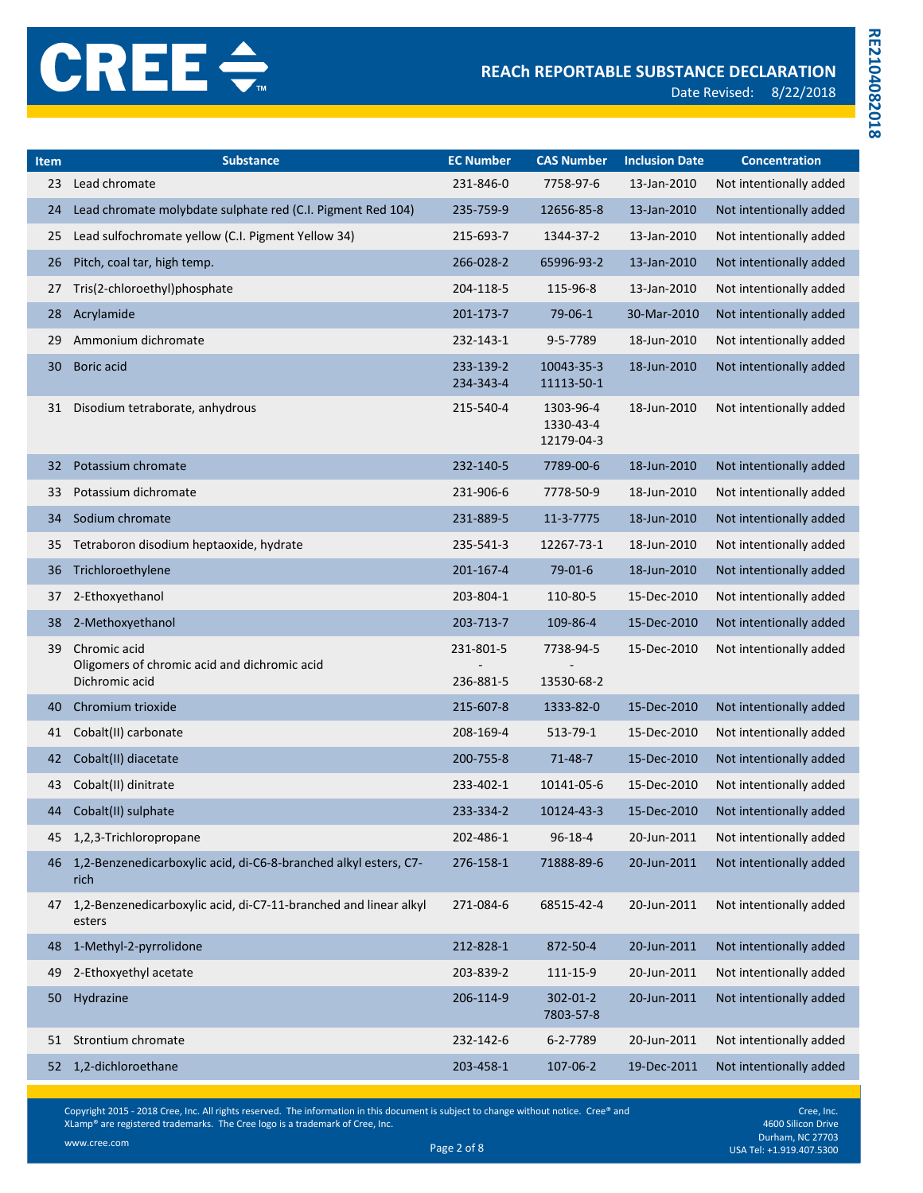| Item | Substance | EC Number | CAS Number | Inclusion Date | Concentration |
|---|---|---|---|---|---|
| 23 | Lead chromate | 231-846-0 | 7758-97-6 | 13-Jan-2010 | Not intentionally added |
| 24 | Lead chromate molybdate sulphate red (C.I. Pigment Red 104) | 235-759-9 | 12656-85-8 | 13-Jan-2010 | Not intentionally added |
| 25 | Lead sulfochromate yellow (C.I. Pigment Yellow 34) | 215-693-7 | 1344-37-2 | 13-Jan-2010 | Not intentionally added |
| 26 | Pitch, coal tar, high temp. | 266-028-2 | 65996-93-2 | 13-Jan-2010 | Not intentionally added |
| 27 | Tris(2-chloroethyl)phosphate | 204-118-5 | 115-96-8 | 13-Jan-2010 | Not intentionally added |
| 28 | Acrylamide | 201-173-7 | 79-06-1 | 30-Mar-2010 | Not intentionally added |
| 29 | Ammonium dichromate | 232-143-1 | 9-5-7789 | 18-Jun-2010 | Not intentionally added |
| 30 | Boric acid | 233-139-2<br>234-343-4 | 10043-35-3<br>11113-50-1 | 18-Jun-2010 | Not intentionally added |
| 31 | Disodium tetraborate, anhydrous | 215-540-4 | 1303-96-4<br>1330-43-4<br>12179-04-3 | 18-Jun-2010 | Not intentionally added |
| 32 | Potassium chromate | 232-140-5 | 7789-00-6 | 18-Jun-2010 | Not intentionally added |
| 33 | Potassium dichromate | 231-906-6 | 7778-50-9 | 18-Jun-2010 | Not intentionally added |
| 34 | Sodium chromate | 231-889-5 | 11-3-7775 | 18-Jun-2010 | Not intentionally added |
| 35 | Tetraboron disodium heptaoxide, hydrate | 235-541-3 | 12267-73-1 | 18-Jun-2010 | Not intentionally added |
| 36 | Trichloroethylene | 201-167-4 | 79-01-6 | 18-Jun-2010 | Not intentionally added |
| 37 | 2-Ethoxyethanol | 203-804-1 | 110-80-5 | 15-Dec-2010 | Not intentionally added |
| 38 | 2-Methoxyethanol | 203-713-7 | 109-86-4 | 15-Dec-2010 | Not intentionally added |
| 39 | Chromic acid<br>Oligomers of chromic acid and dichromic acid<br>Dichromic acid | 231-801-5<br>-<br>236-881-5 | 7738-94-5<br>-<br>13530-68-2 | 15-Dec-2010 | Not intentionally added |
| 40 | Chromium trioxide | 215-607-8 | 1333-82-0 | 15-Dec-2010 | Not intentionally added |
| 41 | Cobalt(II) carbonate | 208-169-4 | 513-79-1 | 15-Dec-2010 | Not intentionally added |
| 42 | Cobalt(II) diacetate | 200-755-8 | 71-48-7 | 15-Dec-2010 | Not intentionally added |
| 43 | Cobalt(II) dinitrate | 233-402-1 | 10141-05-6 | 15-Dec-2010 | Not intentionally added |
| 44 | Cobalt(II) sulphate | 233-334-2 | 10124-43-3 | 15-Dec-2010 | Not intentionally added |
| 45 | 1,2,3-Trichloropropane | 202-486-1 | 96-18-4 | 20-Jun-2011 | Not intentionally added |
| 46 | 1,2-Benzenedicarboxylic acid, di-C6-8-branched alkyl esters, C7-rich | 276-158-1 | 71888-89-6 | 20-Jun-2011 | Not intentionally added |
| 47 | 1,2-Benzenedicarboxylic acid, di-C7-11-branched and linear alkyl esters | 271-084-6 | 68515-42-4 | 20-Jun-2011 | Not intentionally added |
| 48 | 1-Methyl-2-pyrrolidone | 212-828-1 | 872-50-4 | 20-Jun-2011 | Not intentionally added |
| 49 | 2-Ethoxyethyl acetate | 203-839-2 | 111-15-9 | 20-Jun-2011 | Not intentionally added |
| 50 | Hydrazine | 206-114-9 | 302-01-2<br>7803-57-8 | 20-Jun-2011 | Not intentionally added |
| 51 | Strontium chromate | 232-142-6 | 6-2-7789 | 20-Jun-2011 | Not intentionally added |
| 52 | 1,2-dichloroethane | 203-458-1 | 107-06-2 | 19-Dec-2011 | Not intentionally added |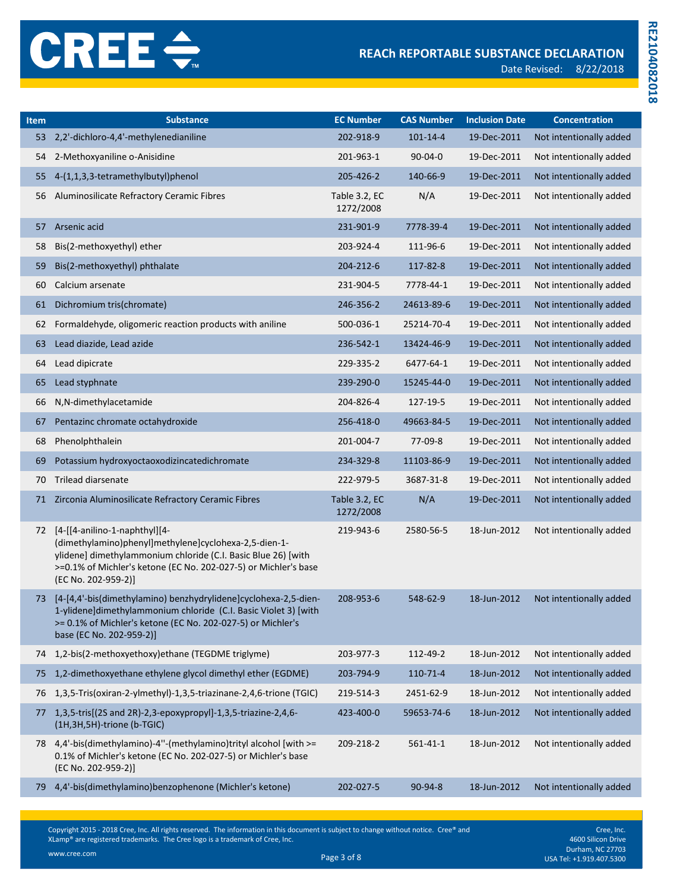| Item | Substance | EC Number | CAS Number | Inclusion Date | Concentration |
|---|---|---|---|---|---|
| 53 | 2,2'-dichloro-4,4'-methylenedianiline | 202-918-9 | 101-14-4 | 19-Dec-2011 | Not intentionally added |
| 54 | 2-Methoxyaniline o-Anisidine | 201-963-1 | 90-04-0 | 19-Dec-2011 | Not intentionally added |
| 55 | 4-(1,1,3,3-tetramethylbutyl)phenol | 205-426-2 | 140-66-9 | 19-Dec-2011 | Not intentionally added |
| 56 | Aluminosilicate Refractory Ceramic Fibres | Table 3.2, EC 1272/2008 | N/A | 19-Dec-2011 | Not intentionally added |
| 57 | Arsenic acid | 231-901-9 | 7778-39-4 | 19-Dec-2011 | Not intentionally added |
| 58 | Bis(2-methoxyethyl) ether | 203-924-4 | 111-96-6 | 19-Dec-2011 | Not intentionally added |
| 59 | Bis(2-methoxyethyl) phthalate | 204-212-6 | 117-82-8 | 19-Dec-2011 | Not intentionally added |
| 60 | Calcium arsenate | 231-904-5 | 7778-44-1 | 19-Dec-2011 | Not intentionally added |
| 61 | Dichromium tris(chromate) | 246-356-2 | 24613-89-6 | 19-Dec-2011 | Not intentionally added |
| 62 | Formaldehyde, oligomeric reaction products with aniline | 500-036-1 | 25214-70-4 | 19-Dec-2011 | Not intentionally added |
| 63 | Lead diazide, Lead azide | 236-542-1 | 13424-46-9 | 19-Dec-2011 | Not intentionally added |
| 64 | Lead dipicrate | 229-335-2 | 6477-64-1 | 19-Dec-2011 | Not intentionally added |
| 65 | Lead styphnate | 239-290-0 | 15245-44-0 | 19-Dec-2011 | Not intentionally added |
| 66 | N,N-dimethylacetamide | 204-826-4 | 127-19-5 | 19-Dec-2011 | Not intentionally added |
| 67 | Pentazinc chromate octahydroxide | 256-418-0 | 49663-84-5 | 19-Dec-2011 | Not intentionally added |
| 68 | Phenolphthalein | 201-004-7 | 77-09-8 | 19-Dec-2011 | Not intentionally added |
| 69 | Potassium hydroxyoctaoxodizincatedichromate | 234-329-8 | 11103-86-9 | 19-Dec-2011 | Not intentionally added |
| 70 | Trilead diarsenate | 222-979-5 | 3687-31-8 | 19-Dec-2011 | Not intentionally added |
| 71 | Zirconia Aluminosilicate Refractory Ceramic Fibres | Table 3.2, EC 1272/2008 | N/A | 19-Dec-2011 | Not intentionally added |
| 72 | [4-[[4-anilino-1-naphthyl][4-(dimethylamino)phenyl]methylene]cyclohexa-2,5-dien-1-ylidene] dimethylammonium chloride (C.I. Basic Blue 26) [with >=0.1% of Michler's ketone (EC No. 202-027-5) or Michler's base (EC No. 202-959-2)] | 219-943-6 | 2580-56-5 | 18-Jun-2012 | Not intentionally added |
| 73 | [4-[4,4'-bis(dimethylamino) benzhydrylidene]cyclohexa-2,5-dien-1-ylidene]dimethylammonium chloride (C.I. Basic Violet 3) [with >= 0.1% of Michler's ketone (EC No. 202-027-5) or Michler's base (EC No. 202-959-2)] | 208-953-6 | 548-62-9 | 18-Jun-2012 | Not intentionally added |
| 74 | 1,2-bis(2-methoxyethoxy)ethane (TEGDME triglyme) | 203-977-3 | 112-49-2 | 18-Jun-2012 | Not intentionally added |
| 75 | 1,2-dimethoxyethane ethylene glycol dimethyl ether (EGDME) | 203-794-9 | 110-71-4 | 18-Jun-2012 | Not intentionally added |
| 76 | 1,3,5-Tris(oxiran-2-ylmethyl)-1,3,5-triazinane-2,4,6-trione (TGIC) | 219-514-3 | 2451-62-9 | 18-Jun-2012 | Not intentionally added |
| 77 | 1,3,5-tris[(2S and 2R)-2,3-epoxypropyl]-1,3,5-triazine-2,4,6-(1H,3H,5H)-trione (b-TGIC) | 423-400-0 | 59653-74-6 | 18-Jun-2012 | Not intentionally added |
| 78 | 4,4'-bis(dimethylamino)-4''-(methylamino)trityl alcohol [with >= 0.1% of Michler's ketone (EC No. 202-027-5) or Michler's base (EC No. 202-959-2)] | 209-218-2 | 561-41-1 | 18-Jun-2012 | Not intentionally added |
| 79 | 4,4'-bis(dimethylamino)benzophenone (Michler's ketone) | 202-027-5 | 90-94-8 | 18-Jun-2012 | Not intentionally added |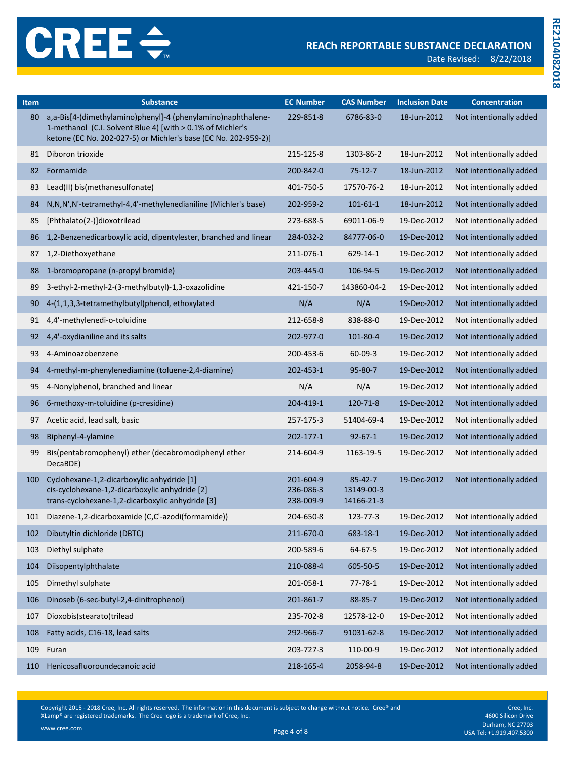| Item | Substance | EC Number | CAS Number | Inclusion Date | Concentration |
|---|---|---|---|---|---|
| 80 | a,a-Bis[4-(dimethylamino)phenyl]-4 (phenylamino)naphthalene-1-methanol (C.I. Solvent Blue 4) [with > 0.1% of Michler's ketone (EC No. 202-027-5) or Michler's base (EC No. 202-959-2)] | 229-851-8 | 6786-83-0 | 18-Jun-2012 | Not intentionally added |
| 81 | Diboron trioxide | 215-125-8 | 1303-86-2 | 18-Jun-2012 | Not intentionally added |
| 82 | Formamide | 200-842-0 | 75-12-7 | 18-Jun-2012 | Not intentionally added |
| 83 | Lead(II) bis(methanesulfonate) | 401-750-5 | 17570-76-2 | 18-Jun-2012 | Not intentionally added |
| 84 | N,N,N',N'-tetramethyl-4,4'-methylenedianiline (Michler's base) | 202-959-2 | 101-61-1 | 18-Jun-2012 | Not intentionally added |
| 85 | [Phthalato(2-)]dioxotrilead | 273-688-5 | 69011-06-9 | 19-Dec-2012 | Not intentionally added |
| 86 | 1,2-Benzenedicarboxylic acid, dipentylester, branched and linear | 284-032-2 | 84777-06-0 | 19-Dec-2012 | Not intentionally added |
| 87 | 1,2-Diethoxyethane | 211-076-1 | 629-14-1 | 19-Dec-2012 | Not intentionally added |
| 88 | 1-bromopropane (n-propyl bromide) | 203-445-0 | 106-94-5 | 19-Dec-2012 | Not intentionally added |
| 89 | 3-ethyl-2-methyl-2-(3-methylbutyl)-1,3-oxazolidine | 421-150-7 | 143860-04-2 | 19-Dec-2012 | Not intentionally added |
| 90 | 4-(1,1,3,3-tetramethylbutyl)phenol, ethoxylated | N/A | N/A | 19-Dec-2012 | Not intentionally added |
| 91 | 4,4'-methylenedi-o-toluidine | 212-658-8 | 838-88-0 | 19-Dec-2012 | Not intentionally added |
| 92 | 4,4'-oxydianiline and its salts | 202-977-0 | 101-80-4 | 19-Dec-2012 | Not intentionally added |
| 93 | 4-Aminoazobenzene | 200-453-6 | 60-09-3 | 19-Dec-2012 | Not intentionally added |
| 94 | 4-methyl-m-phenylenediamine (toluene-2,4-diamine) | 202-453-1 | 95-80-7 | 19-Dec-2012 | Not intentionally added |
| 95 | 4-Nonylphenol, branched and linear | N/A | N/A | 19-Dec-2012 | Not intentionally added |
| 96 | 6-methoxy-m-toluidine (p-cresidine) | 204-419-1 | 120-71-8 | 19-Dec-2012 | Not intentionally added |
| 97 | Acetic acid, lead salt, basic | 257-175-3 | 51404-69-4 | 19-Dec-2012 | Not intentionally added |
| 98 | Biphenyl-4-ylamine | 202-177-1 | 92-67-1 | 19-Dec-2012 | Not intentionally added |
| 99 | Bis(pentabromophenyl) ether (decabromodiphenyl ether DecaBDE) | 214-604-9 | 1163-19-5 | 19-Dec-2012 | Not intentionally added |
| 100 | Cyclohexane-1,2-dicarboxylic anhydride [1]<br>cis-cyclohexane-1,2-dicarboxylic anhydride [2]<br>trans-cyclohexane-1,2-dicarboxylic anhydride [3] | 201-604-9<br>236-086-3<br>238-009-9 | 85-42-7<br>13149-00-3<br>14166-21-3 | 19-Dec-2012 | Not intentionally added |
| 101 | Diazene-1,2-dicarboxamide (C,C'-azodi(formamide)) | 204-650-8 | 123-77-3 | 19-Dec-2012 | Not intentionally added |
| 102 | Dibutyltin dichloride (DBTC) | 211-670-0 | 683-18-1 | 19-Dec-2012 | Not intentionally added |
| 103 | Diethyl sulphate | 200-589-6 | 64-67-5 | 19-Dec-2012 | Not intentionally added |
| 104 | Diisopentylphthalate | 210-088-4 | 605-50-5 | 19-Dec-2012 | Not intentionally added |
| 105 | Dimethyl sulphate | 201-058-1 | 77-78-1 | 19-Dec-2012 | Not intentionally added |
| 106 | Dinoseb (6-sec-butyl-2,4-dinitrophenol) | 201-861-7 | 88-85-7 | 19-Dec-2012 | Not intentionally added |
| 107 | Dioxobis(stearato)trilead | 235-702-8 | 12578-12-0 | 19-Dec-2012 | Not intentionally added |
| 108 | Fatty acids, C16-18, lead salts | 292-966-7 | 91031-62-8 | 19-Dec-2012 | Not intentionally added |
| 109 | Furan | 203-727-3 | 110-00-9 | 19-Dec-2012 | Not intentionally added |
| 110 | Henicosafluoroundecanoic acid | 218-165-4 | 2058-94-8 | 19-Dec-2012 | Not intentionally added |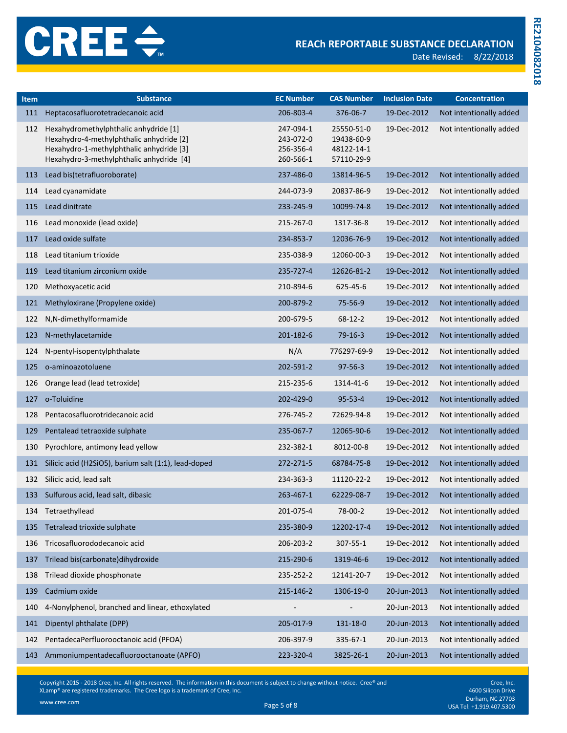# REACh REPORTABLE SUBSTANCE DECLARATION

Date Revised: 8/22/2018

| Item | Substance | EC Number | CAS Number | Inclusion Date | Concentration |
|---|---|---|---|---|---|
| 111 | Heptacosafluorotetradecanoic acid | 206-803-4 | 376-06-7 | 19-Dec-2012 | Not intentionally added |
| 112 | Hexahydromethylphthalic anhydride [1]<br>Hexahydro-4-methylphthalic anhydride [2]<br>Hexahydro-1-methylphthalic anhydride [3]<br>Hexahydro-3-methylphthalic anhydride [4] | 247-094-1<br>243-072-0<br>256-356-4<br>260-566-1 | 25550-51-0<br>19438-60-9<br>48122-14-1<br>57110-29-9 | 19-Dec-2012 | Not intentionally added |
| 113 | Lead bis(tetrafluoroborate) | 237-486-0 | 13814-96-5 | 19-Dec-2012 | Not intentionally added |
| 114 | Lead cyanamidate | 244-073-9 | 20837-86-9 | 19-Dec-2012 | Not intentionally added |
| 115 | Lead dinitrate | 233-245-9 | 10099-74-8 | 19-Dec-2012 | Not intentionally added |
| 116 | Lead monoxide (lead oxide) | 215-267-0 | 1317-36-8 | 19-Dec-2012 | Not intentionally added |
| 117 | Lead oxide sulfate | 234-853-7 | 12036-76-9 | 19-Dec-2012 | Not intentionally added |
| 118 | Lead titanium trioxide | 235-038-9 | 12060-00-3 | 19-Dec-2012 | Not intentionally added |
| 119 | Lead titanium zirconium oxide | 235-727-4 | 12626-81-2 | 19-Dec-2012 | Not intentionally added |
| 120 | Methoxyacetic acid | 210-894-6 | 625-45-6 | 19-Dec-2012 | Not intentionally added |
| 121 | Methyloxirane (Propylene oxide) | 200-879-2 | 75-56-9 | 19-Dec-2012 | Not intentionally added |
| 122 | N,N-dimethylformamide | 200-679-5 | 68-12-2 | 19-Dec-2012 | Not intentionally added |
| 123 | N-methylacetamide | 201-182-6 | 79-16-3 | 19-Dec-2012 | Not intentionally added |
| 124 | N-pentyl-isopentylphthalate | N/A | 776297-69-9 | 19-Dec-2012 | Not intentionally added |
| 125 | o-aminoazotoluene | 202-591-2 | 97-56-3 | 19-Dec-2012 | Not intentionally added |
| 126 | Orange lead (lead tetroxide) | 215-235-6 | 1314-41-6 | 19-Dec-2012 | Not intentionally added |
| 127 | o-Toluidine | 202-429-0 | 95-53-4 | 19-Dec-2012 | Not intentionally added |
| 128 | Pentacosafluorotridecanoic acid | 276-745-2 | 72629-94-8 | 19-Dec-2012 | Not intentionally added |
| 129 | Pentalead tetraoxide sulphate | 235-067-7 | 12065-90-6 | 19-Dec-2012 | Not intentionally added |
| 130 | Pyrochlore, antimony lead yellow | 232-382-1 | 8012-00-8 | 19-Dec-2012 | Not intentionally added |
| 131 | Silicic acid (H2SiO5), barium salt (1:1), lead-doped | 272-271-5 | 68784-75-8 | 19-Dec-2012 | Not intentionally added |
| 132 | Silicic acid, lead salt | 234-363-3 | 11120-22-2 | 19-Dec-2012 | Not intentionally added |
| 133 | Sulfurous acid, lead salt, dibasic | 263-467-1 | 62229-08-7 | 19-Dec-2012 | Not intentionally added |
| 134 | Tetraethyllead | 201-075-4 | 78-00-2 | 19-Dec-2012 | Not intentionally added |
| 135 | Tetralead trioxide sulphate | 235-380-9 | 12202-17-4 | 19-Dec-2012 | Not intentionally added |
| 136 | Tricosafluorododecanoic acid | 206-203-2 | 307-55-1 | 19-Dec-2012 | Not intentionally added |
| 137 | Trilead bis(carbonate)dihydroxide | 215-290-6 | 1319-46-6 | 19-Dec-2012 | Not intentionally added |
| 138 | Trilead dioxide phosphonate | 235-252-2 | 12141-20-7 | 19-Dec-2012 | Not intentionally added |
| 139 | Cadmium oxide | 215-146-2 | 1306-19-0 | 20-Jun-2013 | Not intentionally added |
| 140 | 4-Nonylphenol, branched and linear, ethoxylated | - | - | 20-Jun-2013 | Not intentionally added |
| 141 | Dipentyl phthalate (DPP) | 205-017-9 | 131-18-0 | 20-Jun-2013 | Not intentionally added |
| 142 | PentadecaPerfluorooctanoic acid (PFOA) | 206-397-9 | 335-67-1 | 20-Jun-2013 | Not intentionally added |
| 143 | Ammoniumpentadecafluorooctanoate (APFO) | 223-320-4 | 3825-26-1 | 20-Jun-2013 | Not intentionally added |

Copyright 2015 - 2018 Cree, Inc. All rights reserved. The information in this document is subject to change without notice. Cree® and XLamp® are registered trademarks. The Cree logo is a trademark of Cree, Inc.

www.cree.com

Cree, Inc.
4600 Silicon Drive
Durham, NC 27703
USA Tel: +1.919.407.5300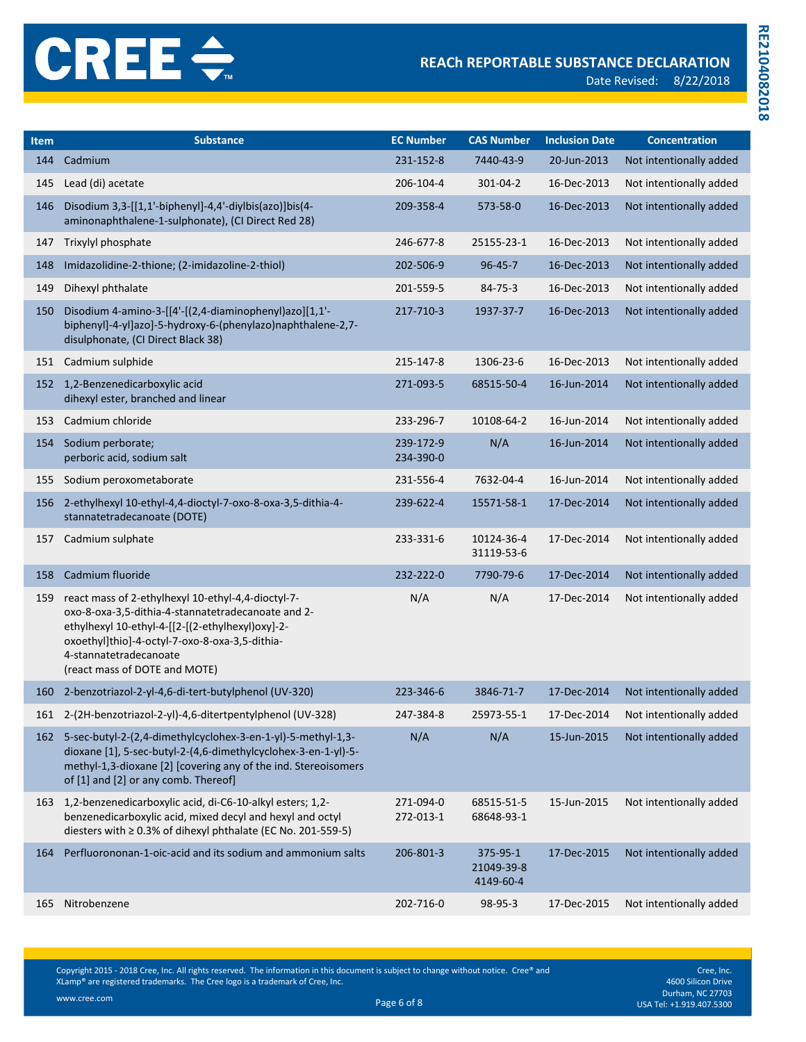| Item | Substance | EC Number | CAS Number | Inclusion Date | Concentration |
|---|---|---|---|---|---|
| 144 | Cadmium | 231-152-8 | 7440-43-9 | 20-Jun-2013 | Not intentionally added |
| 145 | Lead (di) acetate | 206-104-4 | 301-04-2 | 16-Dec-2013 | Not intentionally added |
| 146 | Disodium 3,3-[[1,1'-biphenyl]-4,4'-diylbis(azo)]bis(4-aminonaphthalene-1-sulphonate), (CI Direct Red 28) | 209-358-4 | 573-58-0 | 16-Dec-2013 | Not intentionally added |
| 147 | Trixylyl phosphate | 246-677-8 | 25155-23-1 | 16-Dec-2013 | Not intentionally added |
| 148 | Imidazolidine-2-thione; (2-imidazoline-2-thiol) | 202-506-9 | 96-45-7 | 16-Dec-2013 | Not intentionally added |
| 149 | Dihexyl phthalate | 201-559-5 | 84-75-3 | 16-Dec-2013 | Not intentionally added |
| 150 | Disodium 4-amino-3-[[4'-[(2,4-diaminophenyl)azo][1,1'-biphenyl]-4-yl]azo]-5-hydroxy-6-(phenylazo)naphthalene-2,7-disulphonate, (CI Direct Black 38) | 217-710-3 | 1937-37-7 | 16-Dec-2013 | Not intentionally added |
| 151 | Cadmium sulphide | 215-147-8 | 1306-23-6 | 16-Dec-2013 | Not intentionally added |
| 152 | 1,2-Benzenedicarboxylic acid dihexyl ester, branched and linear | 271-093-5 | 68515-50-4 | 16-Jun-2014 | Not intentionally added |
| 153 | Cadmium chloride | 233-296-7 | 10108-64-2 | 16-Jun-2014 | Not intentionally added |
| 154 | Sodium perborate; perboric acid, sodium salt | 239-172-9<br>234-390-0 | N/A | 16-Jun-2014 | Not intentionally added |
| 155 | Sodium peroxometaborate | 231-556-4 | 7632-04-4 | 16-Jun-2014 | Not intentionally added |
| 156 | 2-ethylhexyl 10-ethyl-4,4-dioctyl-7-oxo-8-oxa-3,5-dithia-4-stannatetradecanoate (DOTE) | 239-622-4 | 15571-58-1 | 17-Dec-2014 | Not intentionally added |
| 157 | Cadmium sulphate | 233-331-6 | 10124-36-4<br>31119-53-6 | 17-Dec-2014 | Not intentionally added |
| 158 | Cadmium fluoride | 232-222-0 | 7790-79-6 | 17-Dec-2014 | Not intentionally added |
| 159 | react mass of 2-ethylhexyl 10-ethyl-4,4-dioctyl-7-oxo-8-oxa-3,5-dithia-4-stannatetradecanoate and 2-ethylhexyl 10-ethyl-4-[[2-[(2-ethylhexyl)oxy]-2-oxoethyl]thio]-4-octyl-7-oxo-8-oxa-3,5-dithia-4-stannatetradecanoate (react mass of DOTE and MOTE) | N/A | N/A | 17-Dec-2014 | Not intentionally added |
| 160 | 2-benzotriazol-2-yl-4,6-di-tert-butylphenol (UV-320) | 223-346-6 | 3846-71-7 | 17-Dec-2014 | Not intentionally added |
| 161 | 2-(2H-benzotriazol-2-yl)-4,6-ditertpentylphenol (UV-328) | 247-384-8 | 25973-55-1 | 17-Dec-2014 | Not intentionally added |
| 162 | 5-sec-butyl-2-(2,4-dimethylcyclohex-3-en-1-yl)-5-methyl-1,3-dioxane [1], 5-sec-butyl-2-(4,6-dimethylcyclohex-3-en-1-yl)-5-methyl-1,3-dioxane [2] [covering any of the ind. Stereoisomers of [1] and [2] or any comb. Thereof] | N/A | N/A | 15-Jun-2015 | Not intentionally added |
| 163 | 1,2-benzenedicarboxylic acid, di-C6-10-alkyl esters; 1,2-benzenedicarboxylic acid, mixed decyl and hexyl and octyl diesters with ≥ 0.3% of dihexyl phthalate (EC No. 201-559-5) | 271-094-0<br>272-013-1 | 68515-51-5<br>68648-93-1 | 15-Jun-2015 | Not intentionally added |
| 164 | Perfluorononan-1-oic-acid and its sodium and ammonium salts | 206-801-3 | 375-95-1<br>21049-39-8<br>4149-60-4 | 17-Dec-2015 | Not intentionally added |
| 165 | Nitrobenzene | 202-716-0 | 98-95-3 | 17-Dec-2015 | Not intentionally added |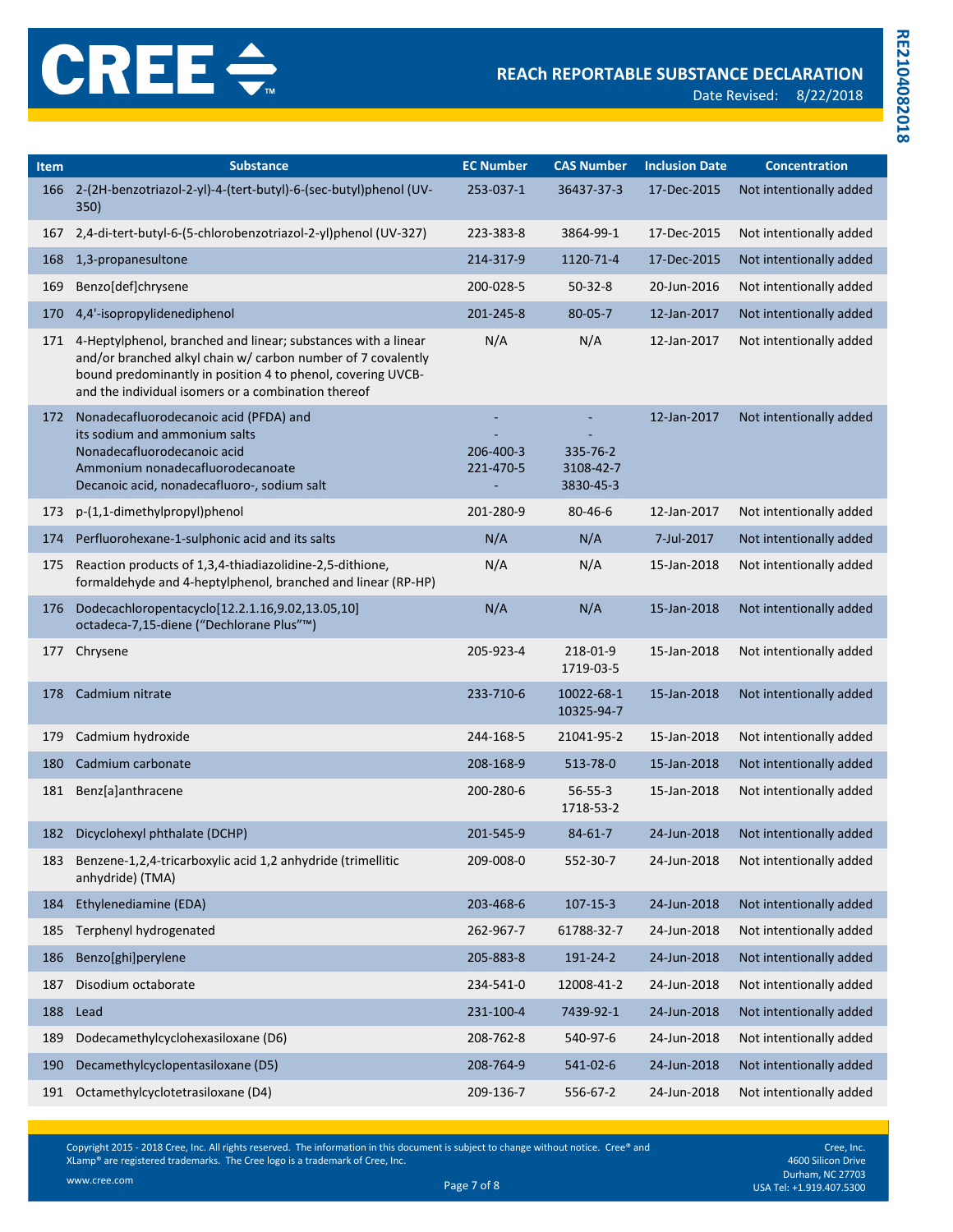| Item | Substance | EC Number | CAS Number | Inclusion Date | Concentration |
|---|---|---|---|---|---|
| 166 | 2-(2H-benzotriazol-2-yl)-4-(tert-butyl)-6-(sec-butyl)phenol (UV-350) | 253-037-1 | 36437-37-3 | 17-Dec-2015 | Not intentionally added |
| 167 | 2,4-di-tert-butyl-6-(5-chlorobenzotriazol-2-yl)phenol (UV-327) | 223-383-8 | 3864-99-1 | 17-Dec-2015 | Not intentionally added |
| 168 | 1,3-propanesultone | 214-317-9 | 1120-71-4 | 17-Dec-2015 | Not intentionally added |
| 169 | Benzo[def]chrysene | 200-028-5 | 50-32-8 | 20-Jun-2016 | Not intentionally added |
| 170 | 4,4'-isopropylidenediphenol | 201-245-8 | 80-05-7 | 12-Jan-2017 | Not intentionally added |
| 171 | 4-Heptylphenol, branched and linear; substances with a linear and/or branched alkyl chain w/ carbon number of 7 covalently bound predominantly in position 4 to phenol, covering UVCB- and the individual isomers or a combination thereof | N/A | N/A | 12-Jan-2017 | Not intentionally added |
| 172 | Nonadecafluorodecanoic acid (PFDA) and its sodium and ammonium salts<br>Nonadecafluorodecanoic acid<br>Ammonium nonadecafluorodecanoate<br>Decanoic acid, nonadecafluoro-, sodium salt | -<br>-<br>206-400-3<br>221-470-5<br>- | -<br>-<br>335-76-2<br>3108-42-7<br>3830-45-3 | 12-Jan-2017 | Not intentionally added |
| 173 | p-(1,1-dimethylpropyl)phenol | 201-280-9 | 80-46-6 | 12-Jan-2017 | Not intentionally added |
| 174 | Perfluorohexane-1-sulphonic acid and its salts | N/A | N/A | 7-Jul-2017 | Not intentionally added |
| 175 | Reaction products of 1,3,4-thiadiazolidine-2,5-dithione, formaldehyde and 4-heptylphenol, branched and linear (RP-HP) | N/A | N/A | 15-Jan-2018 | Not intentionally added |
| 176 | Dodecachloropentacyclo[12.2.1.16,9.02,13.05,10] octadeca-7,15-diene ("Dechlorane Plus"™) | N/A | N/A | 15-Jan-2018 | Not intentionally added |
| 177 | Chrysene | 205-923-4 | 218-01-9<br>1719-03-5 | 15-Jan-2018 | Not intentionally added |
| 178 | Cadmium nitrate | 233-710-6 | 10022-68-1<br>10325-94-7 | 15-Jan-2018 | Not intentionally added |
| 179 | Cadmium hydroxide | 244-168-5 | 21041-95-2 | 15-Jan-2018 | Not intentionally added |
| 180 | Cadmium carbonate | 208-168-9 | 513-78-0 | 15-Jan-2018 | Not intentionally added |
| 181 | Benz[a]anthracene | 200-280-6 | 56-55-3<br>1718-53-2 | 15-Jan-2018 | Not intentionally added |
| 182 | Dicyclohexyl phthalate (DCHP) | 201-545-9 | 84-61-7 | 24-Jun-2018 | Not intentionally added |
| 183 | Benzene-1,2,4-tricarboxylic acid 1,2 anhydride (trimellitic anhydride) (TMA) | 209-008-0 | 552-30-7 | 24-Jun-2018 | Not intentionally added |
| 184 | Ethylenediamine (EDA) | 203-468-6 | 107-15-3 | 24-Jun-2018 | Not intentionally added |
| 185 | Terphenyl hydrogenated | 262-967-7 | 61788-32-7 | 24-Jun-2018 | Not intentionally added |
| 186 | Benzo[ghi]perylene | 205-883-8 | 191-24-2 | 24-Jun-2018 | Not intentionally added |
| 187 | Disodium octaborate | 234-541-0 | 12008-41-2 | 24-Jun-2018 | Not intentionally added |
| 188 | Lead | 231-100-4 | 7439-92-1 | 24-Jun-2018 | Not intentionally added |
| 189 | Dodecamethylcyclohexasiloxane (D6) | 208-762-8 | 540-97-6 | 24-Jun-2018 | Not intentionally added |
| 190 | Decamethylcyclopentasiloxane (D5) | 208-764-9 | 541-02-6 | 24-Jun-2018 | Not intentionally added |
| 191 | Octamethylcyclotetrasiloxane (D4) | 209-136-7 | 556-67-2 | 24-Jun-2018 | Not intentionally added |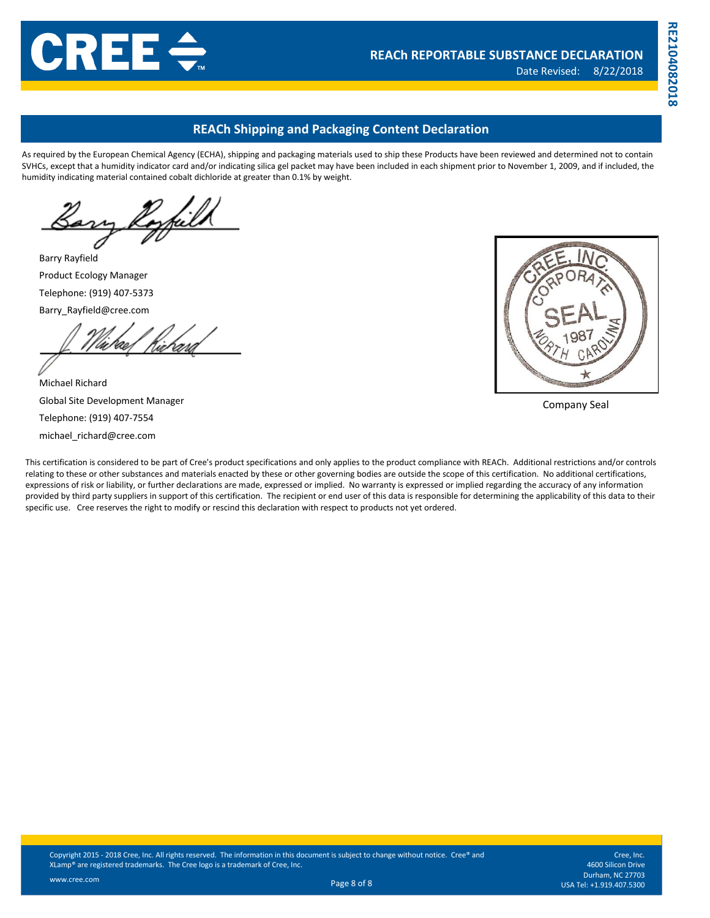## REACh Shipping and Packaging Content Declaration

As required by the European Chemical Agency (ECHA), shipping and packaging materials used to ship these Products have been reviewed and determined not to contain SVHCs, except that a humidity indicator card and/or indicating silica gel packet may have been included in each shipment prior to November 1, 2009, and if included, the humidity indicating material contained cobalt dichloride at greater than 0.1% by weight.

Barry Rayfield
Product Ecology Manager
Telephone: (919) 407-5373
Barry_Rayfield@cree.com

Michael Richard
Global Site Development Manager
Telephone: (919) 407-7554
michael_richard@cree.com

Company Seal

This certification is considered to be part of Cree's product specifications and only applies to the product compliance with REACh. Additional restrictions and/or controls relating to these or other substances and materials enacted by these or other governing bodies are outside the scope of this certification. No additional certifications, expressions of risk or liability, or further declarations are made, expressed or implied. No warranty is expressed or implied regarding the accuracy of any information provided by third party suppliers in support of this certification. The recipient or end user of this data is responsible for determining the applicability of this data to their specific use. Cree reserves the right to modify or rescind this declaration with respect to products not yet ordered.